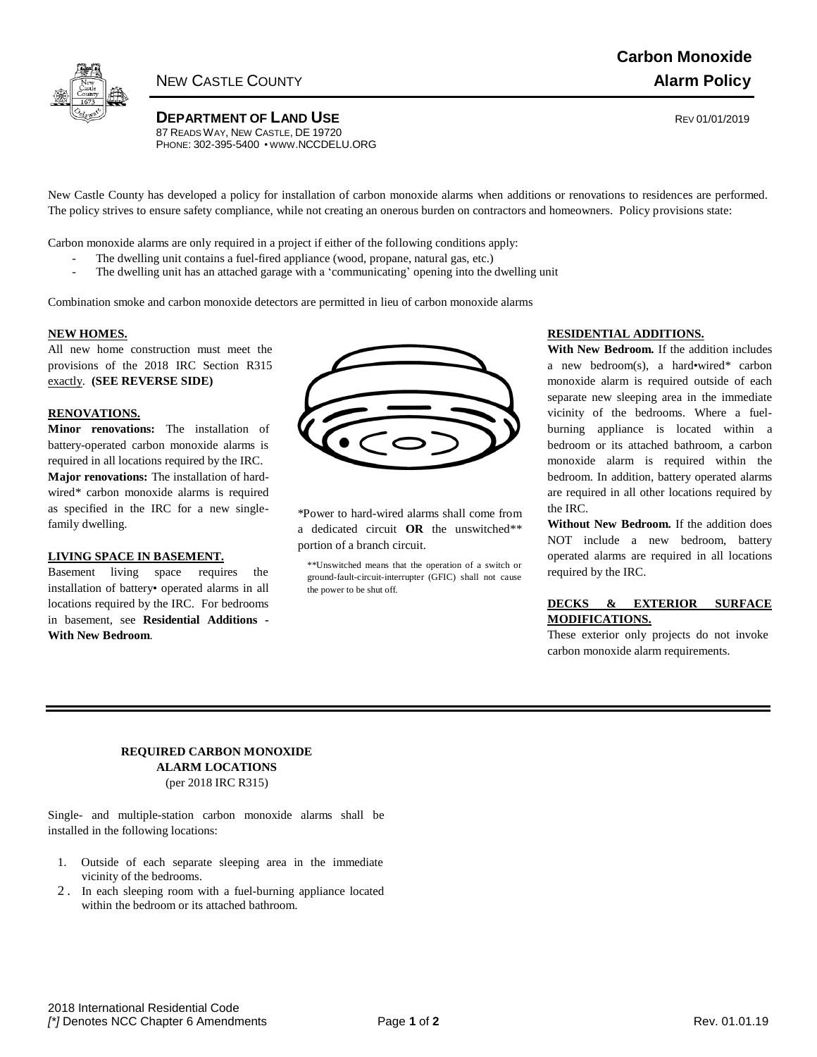# Carbon Monoxide Alarm Policy

NEW CASTLE COUNTY

**DEPARTMENT OF LAND USE**
87 READS WAY, NEW CASTLE, DE 19720
PHONE: 302-395-5400 • WWW.NCCDELU.ORG

REV 01/01/2019

New Castle County has developed a policy for installation of carbon monoxide alarms when additions or renovations to residences are performed. The policy strives to ensure safety compliance, while not creating an onerous burden on contractors and homeowners. Policy provisions state:

Carbon monoxide alarms are only required in a project if either of the following conditions apply:

- The dwelling unit contains a fuel-fired appliance (wood, propane, natural gas, etc.)
- The dwelling unit has an attached garage with a 'communicating' opening into the dwelling unit

Combination smoke and carbon monoxide detectors are permitted in lieu of carbon monoxide alarms

## NEW HOMES.

All new home construction must meet the provisions of the 2018 IRC Section R315 exactly. **(SEE REVERSE SIDE)**

## RENOVATIONS.

**Minor renovations:** The installation of battery-operated carbon monoxide alarms is required in all locations required by the IRC.

**Major renovations:** The installation of hard-wired* carbon monoxide alarms is required as specified in the IRC for a new single-family dwelling.

## LIVING SPACE IN BASEMENT.

Basement living space requires the installation of battery• operated alarms in all locations required by the IRC. For bedrooms in basement, see **Residential Additions - With New Bedroom**.

*Power to hard-wired alarms shall come from a dedicated circuit **OR** the unswitched** portion of a branch circuit.

**Unswitched means that the operation of a switch or ground-fault-circuit-interrupter (GFIC) shall not cause the power to be shut off.

## RESIDENTIAL ADDITIONS.

**With New Bedroom.** If the addition includes a new bedroom(s), a hard•wired* carbon monoxide alarm is required outside of each separate new sleeping area in the immediate vicinity of the bedrooms. Where a fuel-burning appliance is located within a bedroom or its attached bathroom, a carbon monoxide alarm is required within the bedroom. In addition, battery operated alarms are required in all other locations required by the IRC.

**Without New Bedroom.** If the addition does NOT include a new bedroom, battery operated alarms are required in all locations required by the IRC.

## DECKS & EXTERIOR SURFACE MODIFICATIONS.

These exterior only projects do not invoke carbon monoxide alarm requirements.

---

**REQUIRED CARBON MONOXIDE ALARM LOCATIONS**
(per 2018 IRC R315)

Single- and multiple-station carbon monoxide alarms shall be installed in the following locations:

1. Outside of each separate sleeping area in the immediate vicinity of the bedrooms.
2. In each sleeping room with a fuel-burning appliance located within the bedroom or its attached bathroom.

2018 International Residential Code
*[*]* Denotes NCC Chapter 6 Amendments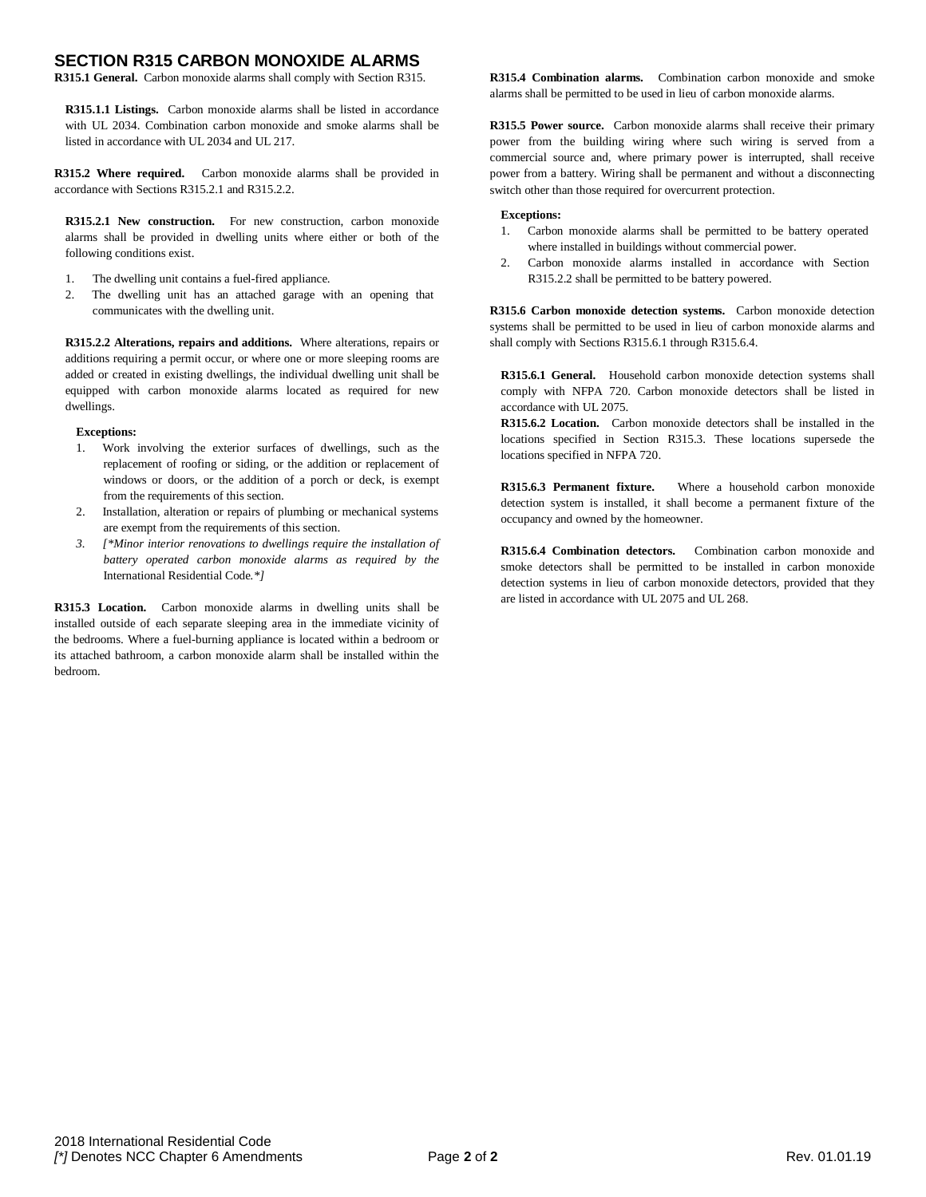# SECTION R315 CARBON MONOXIDE ALARMS

**R315.1 General.** Carbon monoxide alarms shall comply with Section R315.

**R315.1.1 Listings.** Carbon monoxide alarms shall be listed in accordance with UL 2034. Combination carbon monoxide and smoke alarms shall be listed in accordance with UL 2034 and UL 217.

**R315.2 Where required.** Carbon monoxide alarms shall be provided in accordance with Sections R315.2.1 and R315.2.2.

**R315.2.1 New construction.** For new construction, carbon monoxide alarms shall be provided in dwelling units where either or both of the following conditions exist.

1. The dwelling unit contains a fuel-fired appliance.
2. The dwelling unit has an attached garage with an opening that communicates with the dwelling unit.

**R315.2.2 Alterations, repairs and additions.** Where alterations, repairs or additions requiring a permit occur, or where one or more sleeping rooms are added or created in existing dwellings, the individual dwelling unit shall be equipped with carbon monoxide alarms located as required for new dwellings.

**Exceptions:**

1. Work involving the exterior surfaces of dwellings, such as the replacement of roofing or siding, or the addition or replacement of windows or doors, or the addition of a porch or deck, is exempt from the requirements of this section.
2. Installation, alteration or repairs of plumbing or mechanical systems are exempt from the requirements of this section.
3. *[*Minor interior renovations to dwellings require the installation of battery operated carbon monoxide alarms as required by the* International Residential Code*.*]*

**R315.3 Location.** Carbon monoxide alarms in dwelling units shall be installed outside of each separate sleeping area in the immediate vicinity of the bedrooms. Where a fuel-burning appliance is located within a bedroom or its attached bathroom, a carbon monoxide alarm shall be installed within the bedroom.

**R315.4 Combination alarms.** Combination carbon monoxide and smoke alarms shall be permitted to be used in lieu of carbon monoxide alarms.

**R315.5 Power source.** Carbon monoxide alarms shall receive their primary power from the building wiring where such wiring is served from a commercial source and, where primary power is interrupted, shall receive power from a battery. Wiring shall be permanent and without a disconnecting switch other than those required for overcurrent protection.

**Exceptions:**

1. Carbon monoxide alarms shall be permitted to be battery operated where installed in buildings without commercial power.
2. Carbon monoxide alarms installed in accordance with Section R315.2.2 shall be permitted to be battery powered.

**R315.6 Carbon monoxide detection systems.** Carbon monoxide detection systems shall be permitted to be used in lieu of carbon monoxide alarms and shall comply with Sections R315.6.1 through R315.6.4.

**R315.6.1 General.** Household carbon monoxide detection systems shall comply with NFPA 720. Carbon monoxide detectors shall be listed in accordance with UL 2075.

**R315.6.2 Location.** Carbon monoxide detectors shall be installed in the locations specified in Section R315.3. These locations supersede the locations specified in NFPA 720.

**R315.6.3 Permanent fixture.** Where a household carbon monoxide detection system is installed, it shall become a permanent fixture of the occupancy and owned by the homeowner.

**R315.6.4 Combination detectors.** Combination carbon monoxide and smoke detectors shall be permitted to be installed in carbon monoxide detection systems in lieu of carbon monoxide detectors, provided that they are listed in accordance with UL 2075 and UL 268.

2018 International Residential Code
*[*]* Denotes NCC Chapter 6 Amendments

Rev. 01.01.19